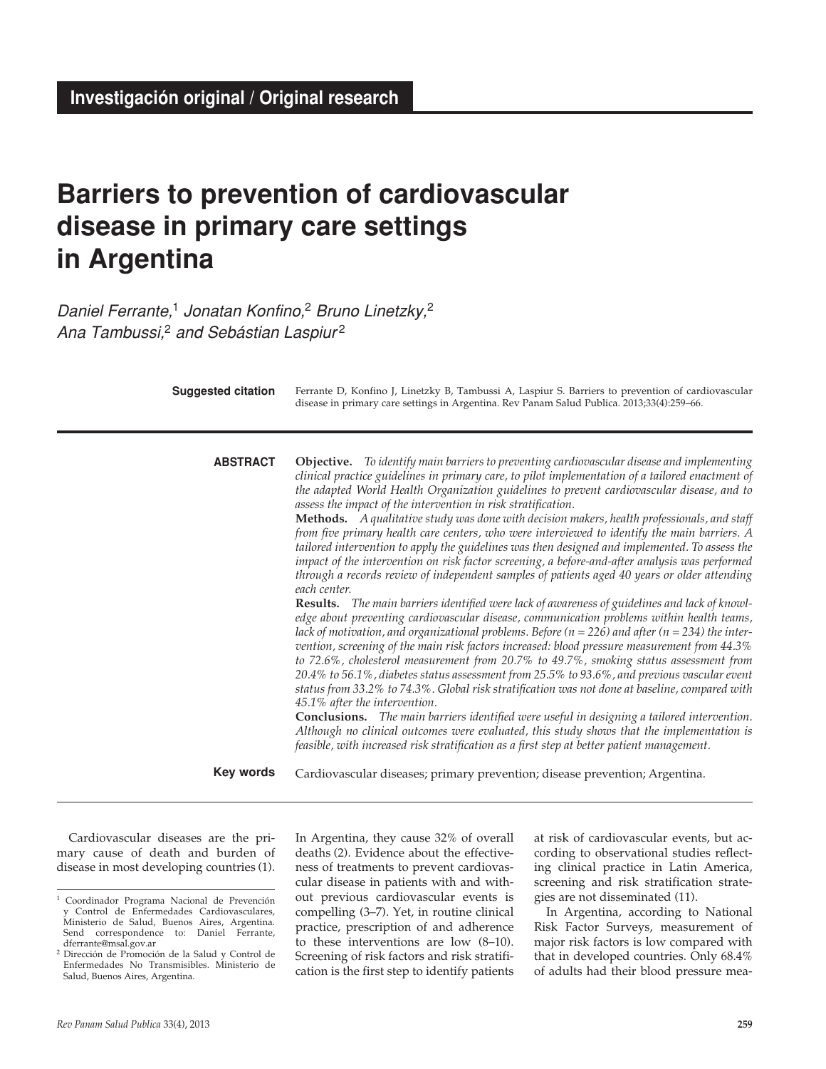**Investigación original / Original research**

# Barriers to prevention of cardiovascular disease in primary care settings in Argentina

*Daniel Ferrante,*[1] *Jonatan Konfino,*[2] *Bruno Linetzky,*[2] *Ana Tambussi,*[2] *and Sebástian Laspiur*[2]

**Suggested citation** Ferrante D, Konfino J, Linetzky B, Tambussi A, Laspiur S. Barriers to prevention of cardiovascular disease in primary care settings in Argentina. Rev Panam Salud Publica. 2013;33(4):259–66.

**ABSTRACT**

**Objective.** *To identify main barriers to preventing cardiovascular disease and implementing clinical practice guidelines in primary care, to pilot implementation of a tailored enactment of the adapted World Health Organization guidelines to prevent cardiovascular disease, and to assess the impact of the intervention in risk stratification.*

**Methods.** *A qualitative study was done with decision makers, health professionals, and staff from five primary health care centers, who were interviewed to identify the main barriers. A tailored intervention to apply the guidelines was then designed and implemented. To assess the impact of the intervention on risk factor screening, a before-and-after analysis was performed through a records review of independent samples of patients aged 40 years or older attending each center.*

**Results.** *The main barriers identified were lack of awareness of guidelines and lack of knowledge about preventing cardiovascular disease, communication problems within health teams, lack of motivation, and organizational problems. Before (n = 226) and after (n = 234) the intervention, screening of the main risk factors increased: blood pressure measurement from 44.3% to 72.6%, cholesterol measurement from 20.7% to 49.7%, smoking status assessment from 20.4% to 56.1%, diabetes status assessment from 25.5% to 93.6%, and previous vascular event status from 33.2% to 74.3%. Global risk stratification was not done at baseline, compared with 45.1% after the intervention.*

**Conclusions.** *The main barriers identified were useful in designing a tailored intervention. Although no clinical outcomes were evaluated, this study shows that the implementation is feasible, with increased risk stratification as a first step at better patient management.*

**Key words** Cardiovascular diseases; primary prevention; disease prevention; Argentina.

---

Cardiovascular diseases are the primary cause of death and burden of disease in most developing countries (1). In Argentina, they cause 32% of overall deaths (2). Evidence about the effectiveness of treatments to prevent cardiovascular disease in patients with and without previous cardiovascular events is compelling (3–7). Yet, in routine clinical practice, prescription of and adherence to these interventions are low (8–10). Screening of risk factors and risk stratification is the first step to identify patients at risk of cardiovascular events, but according to observational studies reflecting clinical practice in Latin America, screening and risk stratification strategies are not disseminated (11).

In Argentina, according to National Risk Factor Surveys, measurement of major risk factors is low compared with that in developed countries. Only 68.4% of adults had their blood pressure mea-

---

[1] Coordinador Programa Nacional de Prevención y Control de Enfermedades Cardiovasculares, Ministerio de Salud, Buenos Aires, Argentina. Send correspondence to: Daniel Ferrante, dferrante@msal.gov.ar

[2] Dirección de Promoción de la Salud y Control de Enfermedades No Transmisibles. Ministerio de Salud, Buenos Aires, Argentina.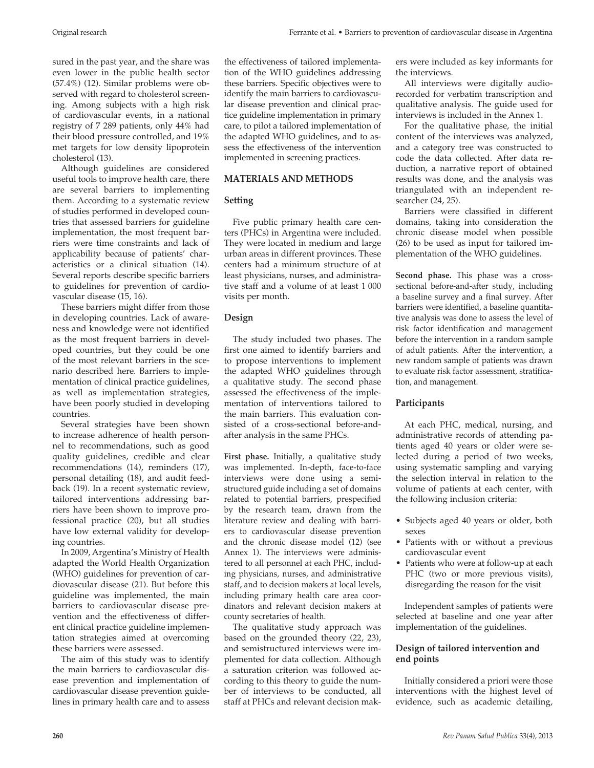sured in the past year, and the share was even lower in the public health sector (57.4%) (12). Similar problems were observed with regard to cholesterol screening. Among subjects with a high risk of cardiovascular events, in a national registry of 7 289 patients, only 44% had their blood pressure controlled, and 19% met targets for low density lipoprotein cholesterol (13).

Although guidelines are considered useful tools to improve health care, there are several barriers to implementing them. According to a systematic review of studies performed in developed countries that assessed barriers for guideline implementation, the most frequent barriers were time constraints and lack of applicability because of patients' characteristics or a clinical situation (14). Several reports describe specific barriers to guidelines for prevention of cardiovascular disease (15, 16).

These barriers might differ from those in developing countries. Lack of awareness and knowledge were not identified as the most frequent barriers in developed countries, but they could be one of the most relevant barriers in the scenario described here. Barriers to implementation of clinical practice guidelines, as well as implementation strategies, have been poorly studied in developing countries.

Several strategies have been shown to increase adherence of health personnel to recommendations, such as good quality guidelines, credible and clear recommendations (14), reminders (17), personal detailing (18), and audit feedback (19). In a recent systematic review, tailored interventions addressing barriers have been shown to improve professional practice (20), but all studies have low external validity for developing countries.

In 2009, Argentina's Ministry of Health adapted the World Health Organization (WHO) guidelines for prevention of cardiovascular disease (21). But before this guideline was implemented, the main barriers to cardiovascular disease prevention and the effectiveness of different clinical practice guideline implementation strategies aimed at overcoming these barriers were assessed.

The aim of this study was to identify the main barriers to cardiovascular disease prevention and implementation of cardiovascular disease prevention guidelines in primary health care and to assess the effectiveness of tailored implementation of the WHO guidelines addressing these barriers. Specific objectives were to identify the main barriers to cardiovascular disease prevention and clinical practice guideline implementation in primary care, to pilot a tailored implementation of the adapted WHO guidelines, and to assess the effectiveness of the intervention implemented in screening practices.

## MATERIALS AND METHODS

### Setting

Five public primary health care centers (PHCs) in Argentina were included. They were located in medium and large urban areas in different provinces. These centers had a minimum structure of at least physicians, nurses, and administrative staff and a volume of at least 1 000 visits per month.

### Design

The study included two phases. The first one aimed to identify barriers and to propose interventions to implement the adapted WHO guidelines through a qualitative study. The second phase assessed the effectiveness of the implementation of interventions tailored to the main barriers. This evaluation consisted of a cross-sectional before-and-after analysis in the same PHCs.

**First phase.** Initially, a qualitative study was implemented. In-depth, face-to-face interviews were done using a semistructured guide including a set of domains related to potential barriers, prespecified by the research team, drawn from the literature review and dealing with barriers to cardiovascular disease prevention and the chronic disease model (12) (see Annex 1). The interviews were administered to all personnel at each PHC, including physicians, nurses, and administrative staff, and to decision makers at local levels, including primary health care area coordinators and relevant decision makers at county secretaries of health.

The qualitative study approach was based on the grounded theory (22, 23), and semistructured interviews were implemented for data collection. Although a saturation criterion was followed according to this theory to guide the number of interviews to be conducted, all staff at PHCs and relevant decision makers were included as key informants for the interviews.

All interviews were digitally audio-recorded for verbatim transcription and qualitative analysis. The guide used for interviews is included in the Annex 1.

For the qualitative phase, the initial content of the interviews was analyzed, and a category tree was constructed to code the data collected. After data reduction, a narrative report of obtained results was done, and the analysis was triangulated with an independent researcher (24, 25).

Barriers were classified in different domains, taking into consideration the chronic disease model when possible (26) to be used as input for tailored implementation of the WHO guidelines.

**Second phase.** This phase was a cross-sectional before-and-after study, including a baseline survey and a final survey. After barriers were identified, a baseline quantitative analysis was done to assess the level of risk factor identification and management before the intervention in a random sample of adult patients. After the intervention, a new random sample of patients was drawn to evaluate risk factor assessment, stratification, and management.

### Participants

At each PHC, medical, nursing, and administrative records of attending patients aged 40 years or older were selected during a period of two weeks, using systematic sampling and varying the selection interval in relation to the volume of patients at each center, with the following inclusion criteria:

- Subjects aged 40 years or older, both sexes
- Patients with or without a previous cardiovascular event
- Patients who were at follow-up at each PHC (two or more previous visits), disregarding the reason for the visit

Independent samples of patients were selected at baseline and one year after implementation of the guidelines.

### Design of tailored intervention and end points

Initially considered a priori were those interventions with the highest level of evidence, such as academic detailing,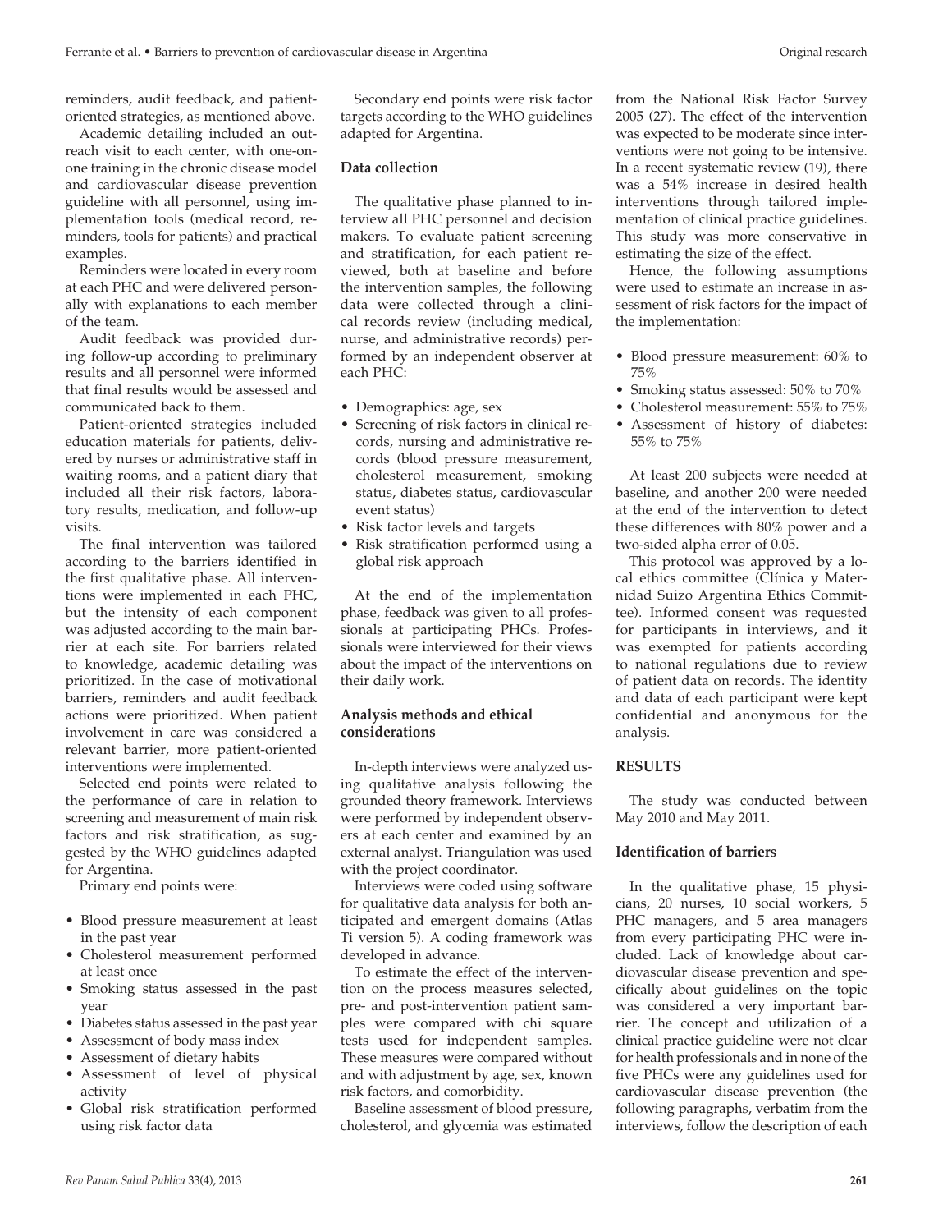reminders, audit feedback, and patient-oriented strategies, as mentioned above.

Academic detailing included an outreach visit to each center, with one-on-one training in the chronic disease model and cardiovascular disease prevention guideline with all personnel, using implementation tools (medical record, reminders, tools for patients) and practical examples.

Reminders were located in every room at each PHC and were delivered personally with explanations to each member of the team.

Audit feedback was provided during follow-up according to preliminary results and all personnel were informed that final results would be assessed and communicated back to them.

Patient-oriented strategies included education materials for patients, delivered by nurses or administrative staff in waiting rooms, and a patient diary that included all their risk factors, laboratory results, medication, and follow-up visits.

The final intervention was tailored according to the barriers identified in the first qualitative phase. All interventions were implemented in each PHC, but the intensity of each component was adjusted according to the main barrier at each site. For barriers related to knowledge, academic detailing was prioritized. In the case of motivational barriers, reminders and audit feedback actions were prioritized. When patient involvement in care was considered a relevant barrier, more patient-oriented interventions were implemented.

Selected end points were related to the performance of care in relation to screening and measurement of main risk factors and risk stratification, as suggested by the WHO guidelines adapted for Argentina.

Primary end points were:

- Blood pressure measurement at least in the past year
- Cholesterol measurement performed at least once
- Smoking status assessed in the past year
- Diabetes status assessed in the past year
- Assessment of body mass index
- Assessment of dietary habits
- Assessment of level of physical activity
- Global risk stratification performed using risk factor data

Secondary end points were risk factor targets according to the WHO guidelines adapted for Argentina.

### Data collection

The qualitative phase planned to interview all PHC personnel and decision makers. To evaluate patient screening and stratification, for each patient reviewed, both at baseline and before the intervention samples, the following data were collected through a clinical records review (including medical, nurse, and administrative records) performed by an independent observer at each PHC:

- Demographics: age, sex
- Screening of risk factors in clinical records, nursing and administrative records (blood pressure measurement, cholesterol measurement, smoking status, diabetes status, cardiovascular event status)
- Risk factor levels and targets
- Risk stratification performed using a global risk approach

At the end of the implementation phase, feedback was given to all professionals at participating PHCs. Professionals were interviewed for their views about the impact of the interventions on their daily work.

### Analysis methods and ethical considerations

In-depth interviews were analyzed using qualitative analysis following the grounded theory framework. Interviews were performed by independent observers at each center and examined by an external analyst. Triangulation was used with the project coordinator.

Interviews were coded using software for qualitative data analysis for both anticipated and emergent domains (Atlas Ti version 5). A coding framework was developed in advance.

To estimate the effect of the intervention on the process measures selected, pre- and post-intervention patient samples were compared with chi square tests used for independent samples. These measures were compared without and with adjustment by age, sex, known risk factors, and comorbidity.

Baseline assessment of blood pressure, cholesterol, and glycemia was estimated from the National Risk Factor Survey 2005 (27). The effect of the intervention was expected to be moderate since interventions were not going to be intensive. In a recent systematic review (19), there was a 54% increase in desired health interventions through tailored implementation of clinical practice guidelines. This study was more conservative in estimating the size of the effect.

Hence, the following assumptions were used to estimate an increase in assessment of risk factors for the impact of the implementation:

- Blood pressure measurement: 60% to 75%
- Smoking status assessed: 50% to 70%
- Cholesterol measurement: 55% to 75%
- Assessment of history of diabetes: 55% to 75%

At least 200 subjects were needed at baseline, and another 200 were needed at the end of the intervention to detect these differences with 80% power and a two-sided alpha error of 0.05.

This protocol was approved by a local ethics committee (Clínica y Maternidad Suizo Argentina Ethics Committee). Informed consent was requested for participants in interviews, and it was exempted for patients according to national regulations due to review of patient data on records. The identity and data of each participant were kept confidential and anonymous for the analysis.

## RESULTS

The study was conducted between May 2010 and May 2011.

### Identification of barriers

In the qualitative phase, 15 physicians, 20 nurses, 10 social workers, 5 PHC managers, and 5 area managers from every participating PHC were included. Lack of knowledge about cardiovascular disease prevention and specifically about guidelines on the topic was considered a very important barrier. The concept and utilization of a clinical practice guideline were not clear for health professionals and in none of the five PHCs were any guidelines used for cardiovascular disease prevention (the following paragraphs, verbatim from the interviews, follow the description of each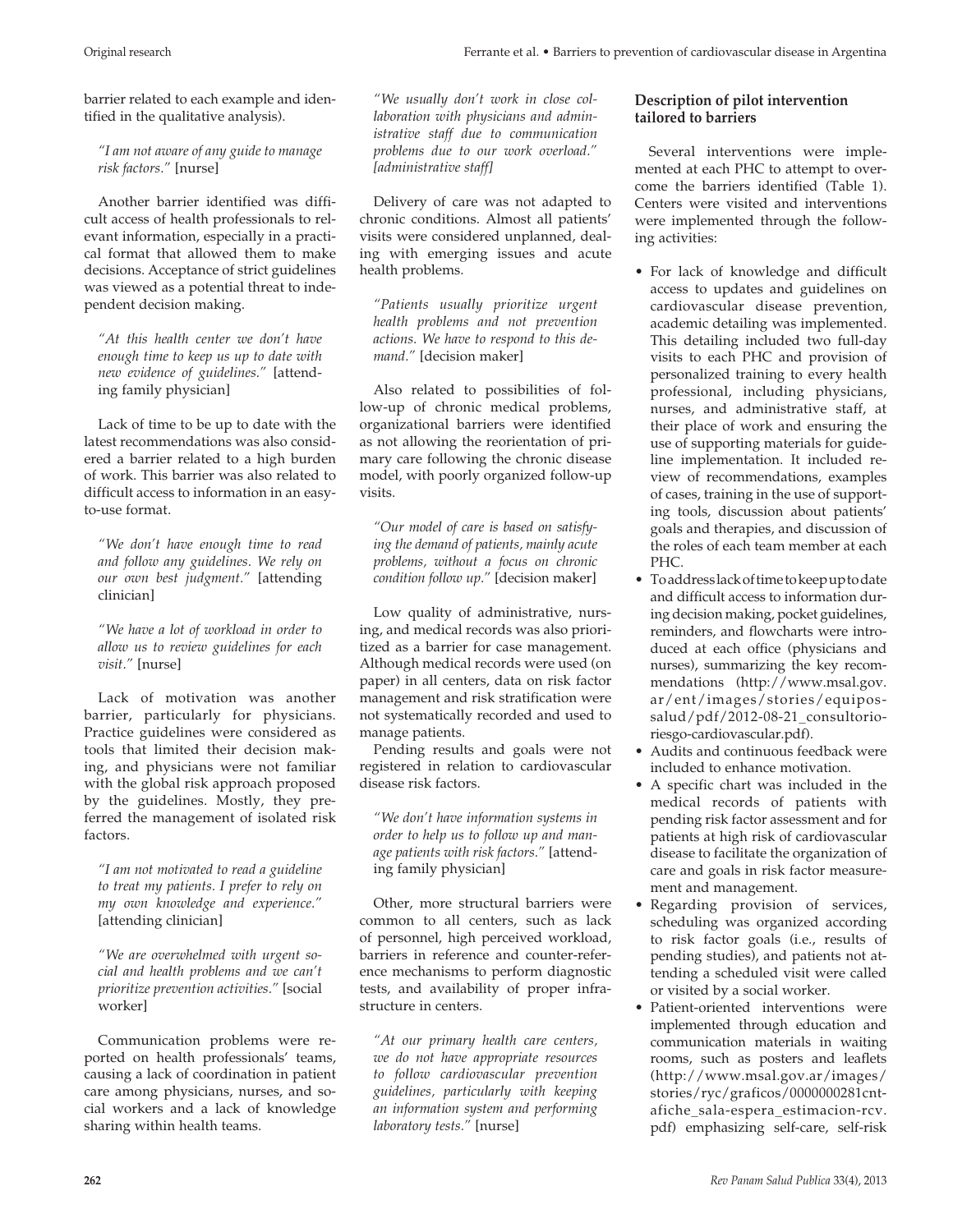barrier related to each example and identified in the qualitative analysis).

> *"I am not aware of any guide to manage risk factors."* [nurse]

Another barrier identified was difficult access of health professionals to relevant information, especially in a practical format that allowed them to make decisions. Acceptance of strict guidelines was viewed as a potential threat to independent decision making.

> *"At this health center we don't have enough time to keep us up to date with new evidence of guidelines."* [attending family physician]

Lack of time to be up to date with the latest recommendations was also considered a barrier related to a high burden of work. This barrier was also related to difficult access to information in an easy-to-use format.

> *"We don't have enough time to read and follow any guidelines. We rely on our own best judgment."* [attending clinician]

> *"We have a lot of workload in order to allow us to review guidelines for each visit."* [nurse]

Lack of motivation was another barrier, particularly for physicians. Practice guidelines were considered as tools that limited their decision making, and physicians were not familiar with the global risk approach proposed by the guidelines. Mostly, they preferred the management of isolated risk factors.

> *"I am not motivated to read a guideline to treat my patients. I prefer to rely on my own knowledge and experience."* [attending clinician]

> *"We are overwhelmed with urgent social and health problems and we can't prioritize prevention activities."* [social worker]

Communication problems were reported on health professionals' teams, causing a lack of coordination in patient care among physicians, nurses, and social workers and a lack of knowledge sharing within health teams.

> *"We usually don't work in close collaboration with physicians and administrative staff due to communication problems due to our work overload." [administrative staff]*

Delivery of care was not adapted to chronic conditions. Almost all patients' visits were considered unplanned, dealing with emerging issues and acute health problems.

> *"Patients usually prioritize urgent health problems and not prevention actions. We have to respond to this demand."* [decision maker]

Also related to possibilities of follow-up of chronic medical problems, organizational barriers were identified as not allowing the reorientation of primary care following the chronic disease model, with poorly organized follow-up visits.

> *"Our model of care is based on satisfying the demand of patients, mainly acute problems, without a focus on chronic condition follow up."* [decision maker]

Low quality of administrative, nursing, and medical records was also prioritized as a barrier for case management. Although medical records were used (on paper) in all centers, data on risk factor management and risk stratification were not systematically recorded and used to manage patients.

Pending results and goals were not registered in relation to cardiovascular disease risk factors.

> *"We don't have information systems in order to help us to follow up and manage patients with risk factors."* [attending family physician]

Other, more structural barriers were common to all centers, such as lack of personnel, high perceived workload, barriers in reference and counter-reference mechanisms to perform diagnostic tests, and availability of proper infrastructure in centers.

> *"At our primary health care centers, we do not have appropriate resources to follow cardiovascular prevention guidelines, particularly with keeping an information system and performing laboratory tests."* [nurse]

### Description of pilot intervention tailored to barriers

Several interventions were implemented at each PHC to attempt to overcome the barriers identified (Table 1). Centers were visited and interventions were implemented through the following activities:

- For lack of knowledge and difficult access to updates and guidelines on cardiovascular disease prevention, academic detailing was implemented. This detailing included two full-day visits to each PHC and provision of personalized training to every health professional, including physicians, nurses, and administrative staff, at their place of work and ensuring the use of supporting materials for guideline implementation. It included review of recommendations, examples of cases, training in the use of supporting tools, discussion about patients' goals and therapies, and discussion of the roles of each team member at each PHC.
- To address lack of time to keep up to date and difficult access to information during decision making, pocket guidelines, reminders, and flowcharts were introduced at each office (physicians and nurses), summarizing the key recommendations (http://www.msal.gov.ar/ent/images/stories/equipos-salud/pdf/2012-08-21_consultorio-riesgo-cardiovascular.pdf).
- Audits and continuous feedback were included to enhance motivation.
- A specific chart was included in the medical records of patients with pending risk factor assessment and for patients at high risk of cardiovascular disease to facilitate the organization of care and goals in risk factor measurement and management.
- Regarding provision of services, scheduling was organized according to risk factor goals (i.e., results of pending studies), and patients not attending a scheduled visit were called or visited by a social worker.
- Patient-oriented interventions were implemented through education and communication materials in waiting rooms, such as posters and leaflets (http://www.msal.gov.ar/images/stories/ryc/graficos/0000000281cnt-afiche_sala-espera_estimacion-rcv.pdf) emphasizing self-care, self-risk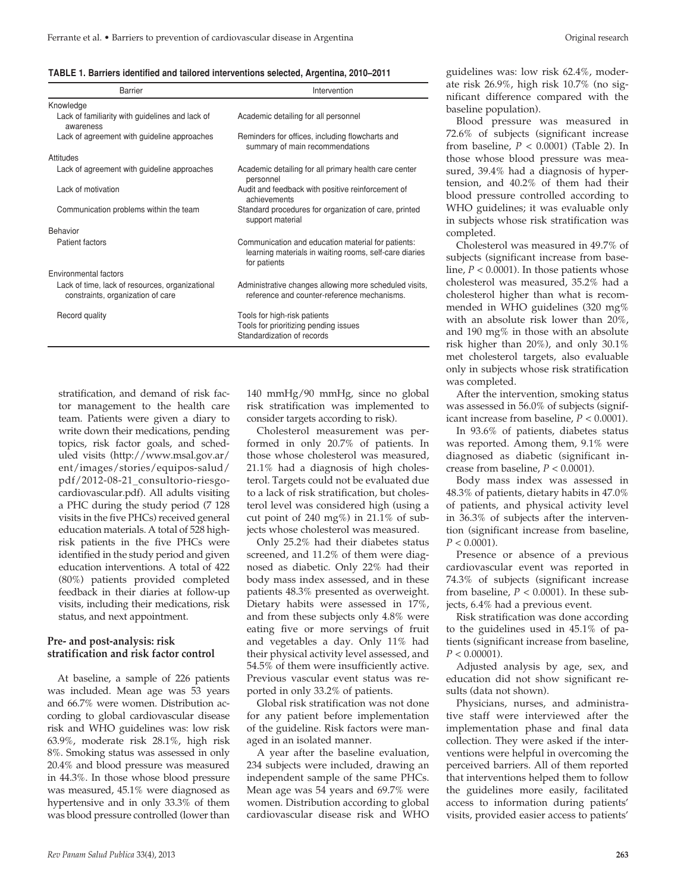**TABLE 1. Barriers identified and tailored interventions selected, Argentina, 2010–2011**

| Barrier | Intervention |
|---|---|
| Knowledge | |
| Lack of familiarity with guidelines and lack of awareness | Academic detailing for all personnel |
| Lack of agreement with guideline approaches | Reminders for offices, including flowcharts and summary of main recommendations |
| Attitudes | |
| Lack of agreement with guideline approaches | Academic detailing for all primary health care center personnel |
| Lack of motivation | Audit and feedback with positive reinforcement of achievements |
| Communication problems within the team | Standard procedures for organization of care, printed support material |
| Behavior | |
| Patient factors | Communication and education material for patients: learning materials in waiting rooms, self-care diaries for patients |
| Environmental factors | |
| Lack of time, lack of resources, organizational constraints, organization of care | Administrative changes allowing more scheduled visits, reference and counter-reference mechanisms. |
| Record quality | Tools for high-risk patients<br>Tools for prioritizing pending issues<br>Standardization of records |

stratification, and demand of risk factor management to the health care team. Patients were given a diary to write down their medications, pending topics, risk factor goals, and scheduled visits (http://www.msal.gov.ar/ent/images/stories/equipos-salud/pdf/2012-08-21_consultorio-riesgo-cardiovascular.pdf). All adults visiting a PHC during the study period (7 128 visits in the five PHCs) received general education materials. A total of 528 high-risk patients in the five PHCs were identified in the study period and given education interventions. A total of 422 (80%) patients provided completed feedback in their diaries at follow-up visits, including their medications, risk status, and next appointment.

### Pre- and post-analysis: risk stratification and risk factor control

At baseline, a sample of 226 patients was included. Mean age was 53 years and 66.7% were women. Distribution according to global cardiovascular disease risk and WHO guidelines was: low risk 63.9%, moderate risk 28.1%, high risk 8%. Smoking status was assessed in only 20.4% and blood pressure was measured in 44.3%. In those whose blood pressure was measured, 45.1% were diagnosed as hypertensive and in only 33.3% of them was blood pressure controlled (lower than 140 mmHg/90 mmHg, since no global risk stratification was implemented to consider targets according to risk).

Cholesterol measurement was performed in only 20.7% of patients. In those whose cholesterol was measured, 21.1% had a diagnosis of high cholesterol. Targets could not be evaluated due to a lack of risk stratification, but cholesterol level was considered high (using a cut point of 240 mg%) in 21.1% of subjects whose cholesterol was measured.

Only 25.2% had their diabetes status screened, and 11.2% of them were diagnosed as diabetic. Only 22% had their body mass index assessed, and in these patients 48.3% presented as overweight. Dietary habits were assessed in 17%, and from these subjects only 4.8% were eating five or more servings of fruit and vegetables a day. Only 11% had their physical activity level assessed, and 54.5% of them were insufficiently active. Previous vascular event status was reported in only 33.2% of patients.

Global risk stratification was not done for any patient before implementation of the guideline. Risk factors were managed in an isolated manner.

A year after the baseline evaluation, 234 subjects were included, drawing an independent sample of the same PHCs. Mean age was 54 years and 69.7% were women. Distribution according to global cardiovascular disease risk and WHO guidelines was: low risk 62.4%, moderate risk 26.9%, high risk 10.7% (no significant difference compared with the baseline population).

Blood pressure was measured in 72.6% of subjects (significant increase from baseline, $P < 0.0001$) (Table 2). In those whose blood pressure was measured, 39.4% had a diagnosis of hypertension, and 40.2% of them had their blood pressure controlled according to WHO guidelines; it was evaluable only in subjects whose risk stratification was completed.

Cholesterol was measured in 49.7% of subjects (significant increase from baseline, $P < 0.0001$). In those patients whose cholesterol was measured, 35.2% had a cholesterol higher than what is recommended in WHO guidelines (320 mg% with an absolute risk lower than 20%, and 190 mg% in those with an absolute risk higher than 20%), and only 30.1% met cholesterol targets, also evaluable only in subjects whose risk stratification was completed.

After the intervention, smoking status was assessed in 56.0% of subjects (significant increase from baseline, $P < 0.0001$).

In 93.6% of patients, diabetes status was reported. Among them, 9.1% were diagnosed as diabetic (significant increase from baseline, $P < 0.0001$).

Body mass index was assessed in 48.3% of patients, dietary habits in 47.0% of patients, and physical activity level in 36.3% of subjects after the intervention (significant increase from baseline, $P < 0.0001$).

Presence or absence of a previous cardiovascular event was reported in 74.3% of subjects (significant increase from baseline, $P < 0.0001$). In these subjects, 6.4% had a previous event.

Risk stratification was done according to the guidelines used in 45.1% of patients (significant increase from baseline, $P < 0.00001$).

Adjusted analysis by age, sex, and education did not show significant results (data not shown).

Physicians, nurses, and administrative staff were interviewed after the implementation phase and final data collection. They were asked if the interventions were helpful in overcoming the perceived barriers. All of them reported that interventions helped them to follow the guidelines more easily, facilitated access to information during patients' visits, provided easier access to patients'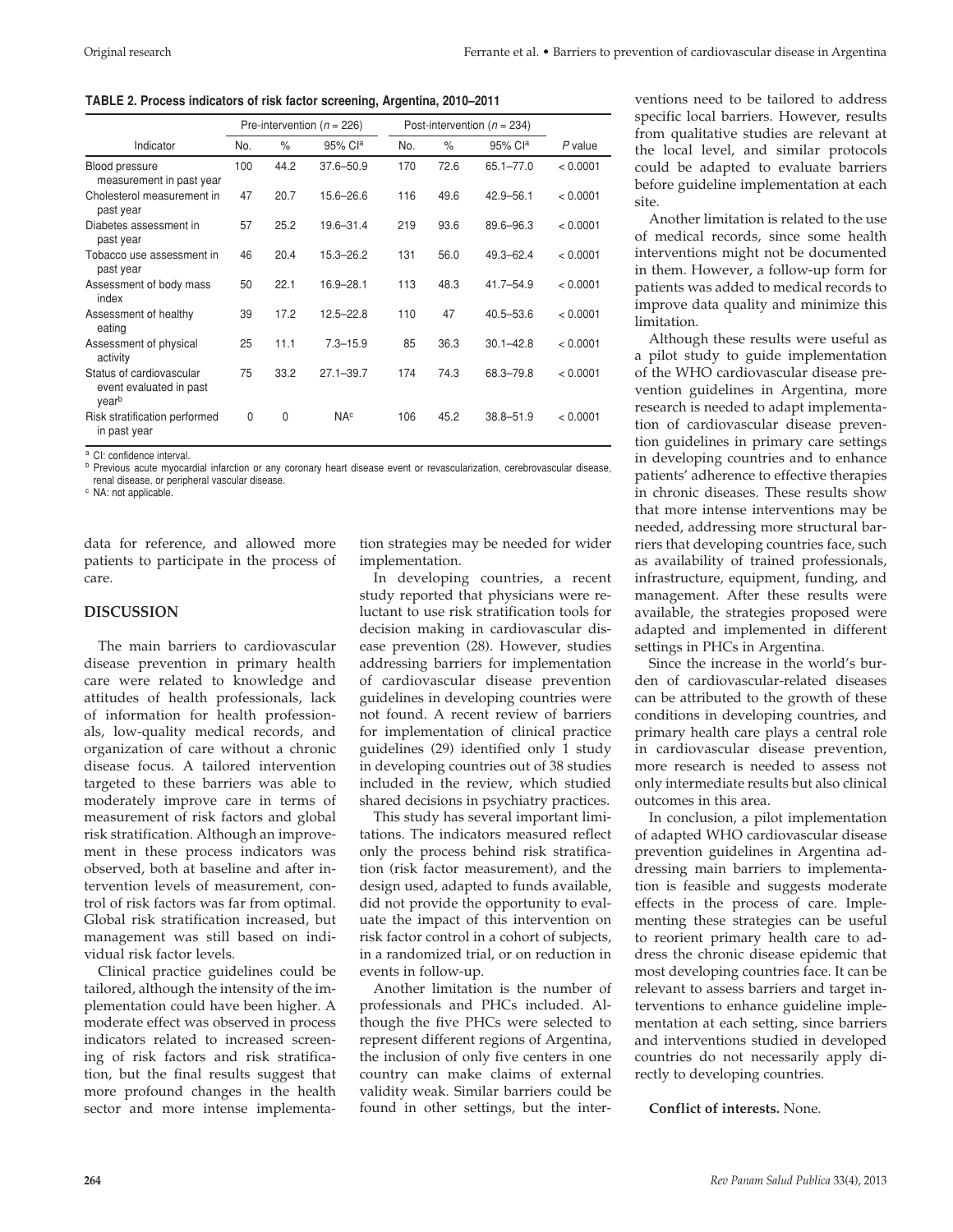**TABLE 2. Process indicators of risk factor screening, Argentina, 2010–2011**

| Indicator | Pre-intervention ($n$ = 226) | | | Post-intervention ($n$ = 234) | | | $P$ value |
|---|---|---|---|---|---|---|---|
| | No. | % | 95% CI[a] | No. | % | 95% CI[a] | |
| Blood pressure measurement in past year | 100 | 44.2 | 37.6–50.9 | 170 | 72.6 | 65.1–77.0 | < 0.0001 |
| Cholesterol measurement in past year | 47 | 20.7 | 15.6–26.6 | 116 | 49.6 | 42.9–56.1 | < 0.0001 |
| Diabetes assessment in past year | 57 | 25.2 | 19.6–31.4 | 219 | 93.6 | 89.6–96.3 | < 0.0001 |
| Tobacco use assessment in past year | 46 | 20.4 | 15.3–26.2 | 131 | 56.0 | 49.3–62.4 | < 0.0001 |
| Assessment of body mass index | 50 | 22.1 | 16.9–28.1 | 113 | 48.3 | 41.7–54.9 | < 0.0001 |
| Assessment of healthy eating | 39 | 17.2 | 12.5–22.8 | 110 | 47 | 40.5–53.6 | < 0.0001 |
| Assessment of physical activity | 25 | 11.1 | 7.3–15.9 | 85 | 36.3 | 30.1–42.8 | < 0.0001 |
| Status of cardiovascular event evaluated in past year[b] | 75 | 33.2 | 27.1–39.7 | 174 | 74.3 | 68.3–79.8 | < 0.0001 |
| Risk stratification performed in past year | 0 | 0 | NA[c] | 106 | 45.2 | 38.8–51.9 | < 0.0001 |

[a] CI: confidence interval.
[b] Previous acute myocardial infarction or any coronary heart disease event or revascularization, cerebrovascular disease, renal disease, or peripheral vascular disease.
[c] NA: not applicable.

data for reference, and allowed more patients to participate in the process of care.

## DISCUSSION

The main barriers to cardiovascular disease prevention in primary health care were related to knowledge and attitudes of health professionals, lack of information for health professionals, low-quality medical records, and organization of care without a chronic disease focus. A tailored intervention targeted to these barriers was able to moderately improve care in terms of measurement of risk factors and global risk stratification. Although an improvement in these process indicators was observed, both at baseline and after intervention levels of measurement, control of risk factors was far from optimal. Global risk stratification increased, but management was still based on individual risk factor levels.

Clinical practice guidelines could be tailored, although the intensity of the implementation could have been higher. A moderate effect was observed in process indicators related to increased screening of risk factors and risk stratification, but the final results suggest that more profound changes in the health sector and more intense implementation strategies may be needed for wider implementation.

In developing countries, a recent study reported that physicians were reluctant to use risk stratification tools for decision making in cardiovascular disease prevention (28). However, studies addressing barriers for implementation of cardiovascular disease prevention guidelines in developing countries were not found. A recent review of barriers for implementation of clinical practice guidelines (29) identified only 1 study in developing countries out of 38 studies included in the review, which studied shared decisions in psychiatry practices.

This study has several important limitations. The indicators measured reflect only the process behind risk stratification (risk factor measurement), and the design used, adapted to funds available, did not provide the opportunity to evaluate the impact of this intervention on risk factor control in a cohort of subjects, in a randomized trial, or on reduction in events in follow-up.

Another limitation is the number of professionals and PHCs included. Although the five PHCs were selected to represent different regions of Argentina, the inclusion of only five centers in one country can make claims of external validity weak. Similar barriers could be found in other settings, but the interventions need to be tailored to address specific local barriers. However, results from qualitative studies are relevant at the local level, and similar protocols could be adapted to evaluate barriers before guideline implementation at each site.

Another limitation is related to the use of medical records, since some health interventions might not be documented in them. However, a follow-up form for patients was added to medical records to improve data quality and minimize this limitation.

Although these results were useful as a pilot study to guide implementation of the WHO cardiovascular disease prevention guidelines in Argentina, more research is needed to adapt implementation of cardiovascular disease prevention guidelines in primary care settings in developing countries and to enhance patients' adherence to effective therapies in chronic diseases. These results show that more intense interventions may be needed, addressing more structural barriers that developing countries face, such as availability of trained professionals, infrastructure, equipment, funding, and management. After these results were available, the strategies proposed were adapted and implemented in different settings in PHCs in Argentina.

Since the increase in the world's burden of cardiovascular-related diseases can be attributed to the growth of these conditions in developing countries, and primary health care plays a central role in cardiovascular disease prevention, more research is needed to assess not only intermediate results but also clinical outcomes in this area.

In conclusion, a pilot implementation of adapted WHO cardiovascular disease prevention guidelines in Argentina addressing main barriers to implementation is feasible and suggests moderate effects in the process of care. Implementing these strategies can be useful to reorient primary health care to address the chronic disease epidemic that most developing countries face. It can be relevant to assess barriers and target interventions to enhance guideline implementation at each setting, since barriers and interventions studied in developed countries do not necessarily apply directly to developing countries.

**Conflict of interests.** None.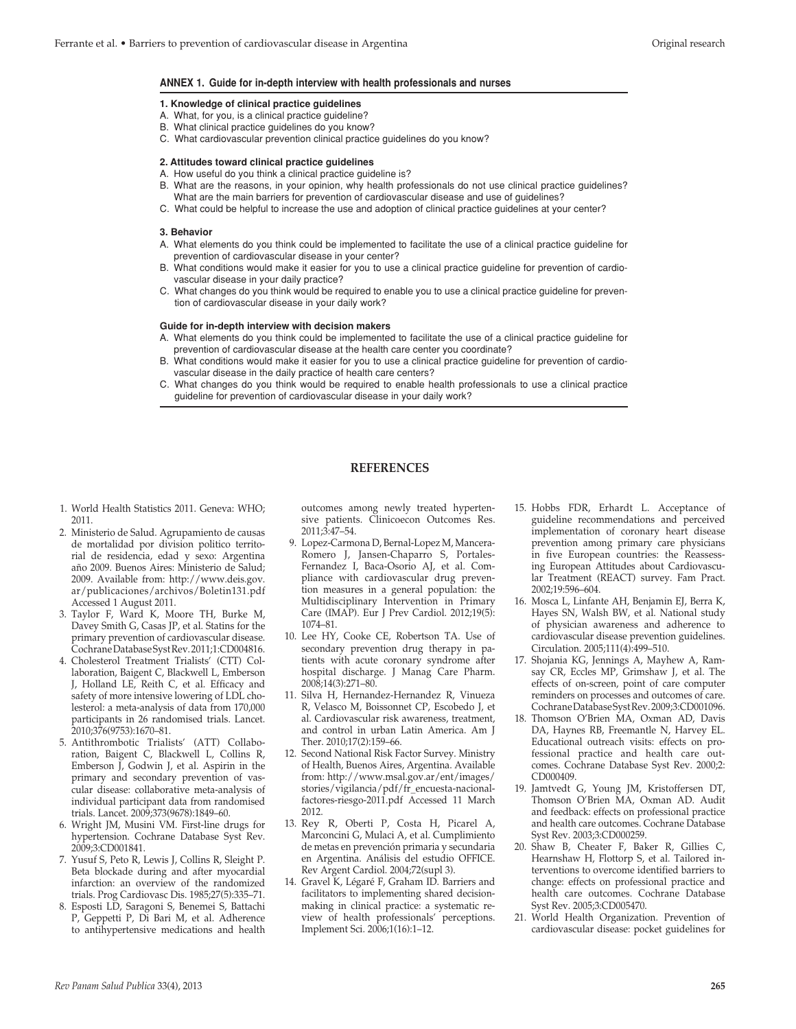### ANNEX 1. Guide for in-depth interview with health professionals and nurses

**1. Knowledge of clinical practice guidelines**

A. What, for you, is a clinical practice guideline?
B. What clinical practice guidelines do you know?
C. What cardiovascular prevention clinical practice guidelines do you know?

**2. Attitudes toward clinical practice guidelines**

A. How useful do you think a clinical practice guideline is?
B. What are the reasons, in your opinion, why health professionals do not use clinical practice guidelines? What are the main barriers for prevention of cardiovascular disease and use of guidelines?
C. What could be helpful to increase the use and adoption of clinical practice guidelines at your center?

**3. Behavior**

A. What elements do you think could be implemented to facilitate the use of a clinical practice guideline for prevention of cardiovascular disease in your center?
B. What conditions would make it easier for you to use a clinical practice guideline for prevention of cardiovascular disease in your daily practice?
C. What changes do you think would be required to enable you to use a clinical practice guideline for prevention of cardiovascular disease in your daily work?

**Guide for in-depth interview with decision makers**

A. What elements do you think could be implemented to facilitate the use of a clinical practice guideline for prevention of cardiovascular disease at the health care center you coordinate?
B. What conditions would make it easier for you to use a clinical practice guideline for prevention of cardiovascular disease in the daily practice of health care centers?
C. What changes do you think would be required to enable health professionals to use a clinical practice guideline for prevention of cardiovascular disease in your daily work?

## REFERENCES

1. World Health Statistics 2011. Geneva: WHO; 2011.
2. Ministerio de Salud. Agrupamiento de causas de mortalidad por division politico territorial de residencia, edad y sexo: Argentina año 2009. Buenos Aires: Ministerio de Salud; 2009. Available from: http://www.deis.gov.ar/publicaciones/archivos/Boletin131.pdf Accessed 1 August 2011.
3. Taylor F, Ward K, Moore TH, Burke M, Davey Smith G, Casas JP, et al. Statins for the primary prevention of cardiovascular disease. Cochrane Database Syst Rev. 2011;1:CD004816.
4. Cholesterol Treatment Trialists' (CTT) Collaboration, Baigent C, Blackwell L, Emberson J, Holland LE, Reith C, et al. Efficacy and safety of more intensive lowering of LDL cholesterol: a meta-analysis of data from 170,000 participants in 26 randomised trials. Lancet. 2010;376(9753):1670–81.
5. Antithrombotic Trialists' (ATT) Collaboration, Baigent C, Blackwell L, Collins R, Emberson J, Godwin J, et al. Aspirin in the primary and secondary prevention of vascular disease: collaborative meta-analysis of individual participant data from randomised trials. Lancet. 2009;373(9678):1849–60.
6. Wright JM, Musini VM. First-line drugs for hypertension. Cochrane Database Syst Rev. 2009;3:CD001841.
7. Yusuf S, Peto R, Lewis J, Collins R, Sleight P. Beta blockade during and after myocardial infarction: an overview of the randomized trials. Prog Cardiovasc Dis. 1985;27(5):335–71.
8. Esposti LD, Saragoni S, Benemei S, Battachi P, Geppetti P, Di Bari M, et al. Adherence to antihypertensive medications and health outcomes among newly treated hypertensive patients. Clinicoecon Outcomes Res. 2011;3:47–54.
9. Lopez-Carmona D, Bernal-Lopez M, Mancera-Romero J, Jansen-Chaparro S, Portales-Fernandez I, Baca-Osorio AJ, et al. Compliance with cardiovascular drug prevention measures in a general population: the Multidisciplinary Intervention in Primary Care (IMAP). Eur J Prev Cardiol. 2012;19(5):1074–81.
10. Lee HY, Cooke CE, Robertson TA. Use of secondary prevention drug therapy in patients with acute coronary syndrome after hospital discharge. J Manag Care Pharm. 2008;14(3):271–80.
11. Silva H, Hernandez-Hernandez R, Vinueza R, Velasco M, Boissonnet CP, Escobedo J, et al. Cardiovascular risk awareness, treatment, and control in urban Latin America. Am J Ther. 2010;17(2):159–66.
12. Second National Risk Factor Survey. Ministry of Health, Buenos Aires, Argentina. Available from: http://www.msal.gov.ar/ent/images/stories/vigilancia/pdf/fr_encuesta-nacional-factores-riesgo-2011.pdf Accessed 11 March 2012.
13. Rey R, Oberti P, Costa H, Picarel A, Marconcini G, Mulaci A, et al. Cumplimiento de metas en prevención primaria y secundaria en Argentina. Análisis del estudio OFFICE. Rev Argent Cardiol. 2004;72(supl 3).
14. Gravel K, Légaré F, Graham ID. Barriers and facilitators to implementing shared decision-making in clinical practice: a systematic review of health professionals' perceptions. Implement Sci. 2006;1(16):1–12.
15. Hobbs FDR, Erhardt L. Acceptance of guideline recommendations and perceived implementation of coronary heart disease prevention among primary care physicians in five European countries: the Reassessing European Attitudes about Cardiovascular Treatment (REACT) survey. Fam Pract. 2002;19:596–604.
16. Mosca L, Linfante AH, Benjamin EJ, Berra K, Hayes SN, Walsh BW, et al. National study of physician awareness and adherence to cardiovascular disease prevention guidelines. Circulation. 2005;111(4):499–510.
17. Shojania KG, Jennings A, Mayhew A, Ramsay CR, Eccles MP, Grimshaw J, et al. The effects of on-screen, point of care computer reminders on processes and outcomes of care. Cochrane Database Syst Rev. 2009;3:CD001096.
18. Thomson O'Brien MA, Oxman AD, Davis DA, Haynes RB, Freemantle N, Harvey EL. Educational outreach visits: effects on professional practice and health care outcomes. Cochrane Database Syst Rev. 2000;2:CD000409.
19. Jamtvedt G, Young JM, Kristoffersen DT, Thomson O'Brien MA, Oxman AD. Audit and feedback: effects on professional practice and health care outcomes. Cochrane Database Syst Rev. 2003;3:CD000259.
20. Shaw B, Cheater F, Baker R, Gillies C, Hearnshaw H, Flottorp S, et al. Tailored interventions to overcome identified barriers to change: effects on professional practice and health care outcomes. Cochrane Database Syst Rev. 2005;3:CD005470.
21. World Health Organization. Prevention of cardiovascular disease: pocket guidelines for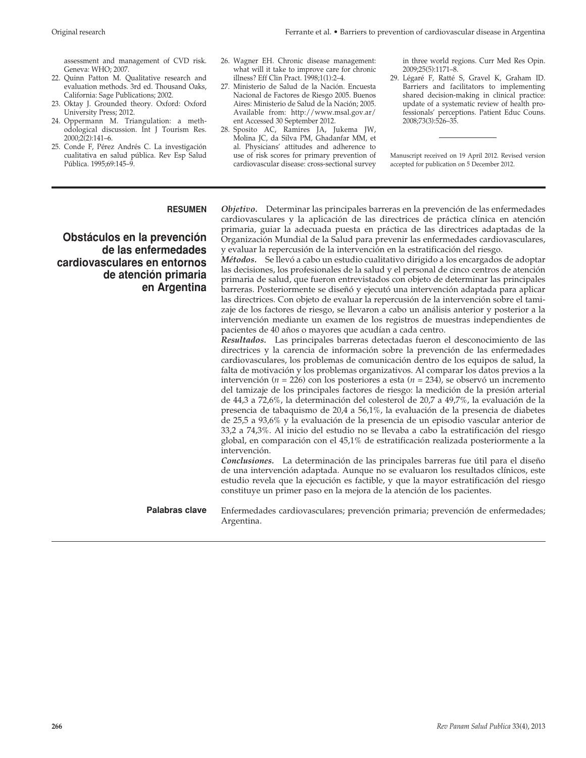assessment and management of CVD risk. Geneva: WHO; 2007.

22. Quinn Patton M. Qualitative research and evaluation methods. 3rd ed. Thousand Oaks, California: Sage Publications; 2002.
23. Oktay J. Grounded theory. Oxford: Oxford University Press; 2012.
24. Oppermann M. Triangulation: a methodological discussion. Int J Tourism Res. 2000;2(2):141–6.
25. Conde F, Pérez Andrés C. La investigación cualitativa en salud pública. Rev Esp Salud Pública. 1995;69:145–9.
26. Wagner EH. Chronic disease management: what will it take to improve care for chronic illness? Eff Clin Pract. 1998;1(1):2–4.
27. Ministerio de Salud de la Nación. Encuesta Nacional de Factores de Riesgo 2005. Buenos Aires: Ministerio de Salud de la Nación; 2005. Available from: http://www.msal.gov.ar/ent Accessed 30 September 2012.
28. Sposito AC, Ramires JA, Jukema JW, Molina JC, da Silva PM, Ghadanfar MM, et al. Physicians' attitudes and adherence to use of risk scores for primary prevention of cardiovascular disease: cross-sectional survey in three world regions. Curr Med Res Opin. 2009;25(5):1171–8.
29. Légaré F, Ratté S, Gravel K, Graham ID. Barriers and facilitators to implementing shared decision-making in clinical practice: update of a systematic review of health professionals' perceptions. Patient Educ Couns. 2008;73(3):526–35.

Manuscript received on 19 April 2012. Revised version accepted for publication on 5 December 2012.

## RESUMEN

## Obstáculos en la prevención de las enfermedades cardiovasculares en entornos de atención primaria en Argentina

***Objetivo.*** Determinar las principales barreras en la prevención de las enfermedades cardiovasculares y la aplicación de las directrices de práctica clínica en atención primaria, guiar la adecuada puesta en práctica de las directrices adaptadas de la Organización Mundial de la Salud para prevenir las enfermedades cardiovasculares, y evaluar la repercusión de la intervención en la estratificación del riesgo.

***Métodos.*** Se llevó a cabo un estudio cualitativo dirigido a los encargados de adoptar las decisiones, los profesionales de la salud y el personal de cinco centros de atención primaria de salud, que fueron entrevistados con objeto de determinar las principales barreras. Posteriormente se diseñó y ejecutó una intervención adaptada para aplicar las directrices. Con objeto de evaluar la repercusión de la intervención sobre el tamizaje de los factores de riesgo, se llevaron a cabo un análisis anterior y posterior a la intervención mediante un examen de los registros de muestras independientes de pacientes de 40 años o mayores que acudían a cada centro.

***Resultados.*** Las principales barreras detectadas fueron el desconocimiento de las directrices y la carencia de información sobre la prevención de las enfermedades cardiovasculares, los problemas de comunicación dentro de los equipos de salud, la falta de motivación y los problemas organizativos. Al comparar los datos previos a la intervención ($n$ = 226) con los posteriores a esta ($n$ = 234), se observó un incremento del tamizaje de los principales factores de riesgo: la medición de la presión arterial de 44,3 a 72,6%, la determinación del colesterol de 20,7 a 49,7%, la evaluación de la presencia de tabaquismo de 20,4 a 56,1%, la evaluación de la presencia de diabetes de 25,5 a 93,6% y la evaluación de la presencia de un episodio vascular anterior de 33,2 a 74,3%. Al inicio del estudio no se llevaba a cabo la estratificación del riesgo global, en comparación con el 45,1% de estratificación realizada posteriormente a la intervención.

***Conclusiones.*** La determinación de las principales barreras fue útil para el diseño de una intervención adaptada. Aunque no se evaluaron los resultados clínicos, este estudio revela que la ejecución es factible, y que la mayor estratificación del riesgo constituye un primer paso en la mejora de la atención de los pacientes.

**Palabras clave** Enfermedades cardiovasculares; prevención primaria; prevención de enfermedades; Argentina.